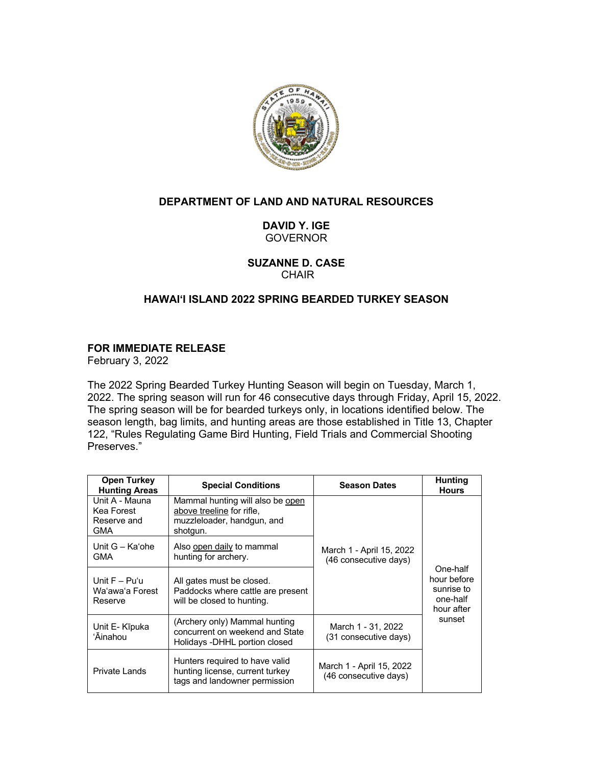**DEPARTMENT OF LAND AND NATURAL RESOURCES**

**DAVID Y. IGE**
GOVERNOR

**SUZANNE D. CASE**
CHAIR

**HAWAIʻI ISLAND 2022 SPRING BEARDED TURKEY SEASON**

**FOR IMMEDIATE RELEASE**
February 3, 2022

The 2022 Spring Bearded Turkey Hunting Season will begin on Tuesday, March 1, 2022. The spring season will run for 46 consecutive days through Friday, April 15, 2022. The spring season will be for bearded turkeys only, in locations identified below. The season length, bag limits, and hunting areas are those established in Title 13, Chapter 122, "Rules Regulating Game Bird Hunting, Field Trials and Commercial Shooting Preserves."

| Open Turkey Hunting Areas | Special Conditions | Season Dates | Hunting Hours |
|---|---|---|---|
| Unit A - Mauna Kea Forest Reserve and GMA | Mammal hunting will also be open above treeline for rifle, muzzleloader, handgun, and shotgun. | March 1 - April 15, 2022 (46 consecutive days) | One-half hour before sunrise to one-half hour after sunset |
| Unit G – Kaʻohe GMA | Also open daily to mammal hunting for archery. | | |
| Unit F – Puʻu Waʻawaʻa Forest Reserve | All gates must be closed. Paddocks where cattle are present will be closed to hunting. | | |
| Unit E- Kīpuka ʻĀinahou | (Archery only) Mammal hunting concurrent on weekend and State Holidays -DHHL portion closed | March 1 - 31, 2022 (31 consecutive days) | |
| Private Lands | Hunters required to have valid hunting license, current turkey tags and landowner permission | March 1 - April 15, 2022 (46 consecutive days) | |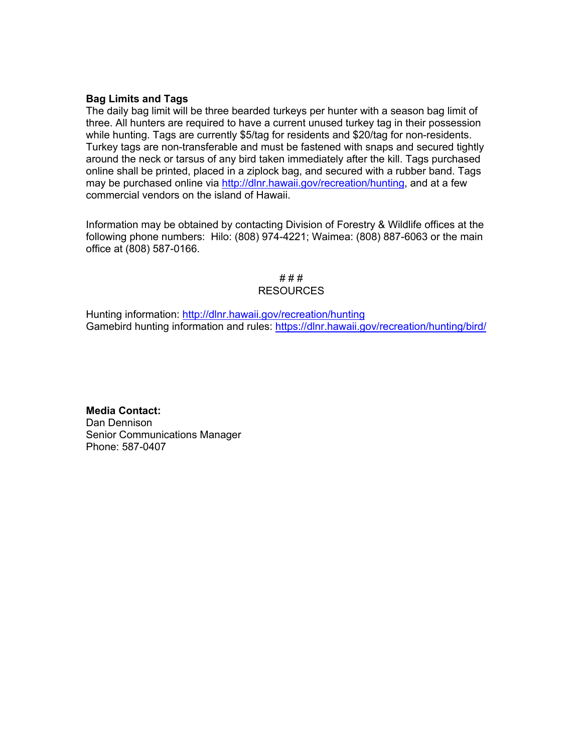**Bag Limits and Tags**

The daily bag limit will be three bearded turkeys per hunter with a season bag limit of three. All hunters are required to have a current unused turkey tag in their possession while hunting. Tags are currently $5/tag for residents and $20/tag for non-residents. Turkey tags are non-transferable and must be fastened with snaps and secured tightly around the neck or tarsus of any bird taken immediately after the kill. Tags purchased online shall be printed, placed in a ziplock bag, and secured with a rubber band. Tags may be purchased online via http://dlnr.hawaii.gov/recreation/hunting, and at a few commercial vendors on the island of Hawaii.

Information may be obtained by contacting Division of Forestry & Wildlife offices at the following phone numbers: Hilo: (808) 974-4221; Waimea: (808) 887-6063 or the main office at (808) 587-0166.

# # #

RESOURCES

Hunting information: http://dlnr.hawaii.gov/recreation/hunting
Gamebird hunting information and rules: https://dlnr.hawaii.gov/recreation/hunting/bird/

**Media Contact:**
Dan Dennison
Senior Communications Manager
Phone: 587-0407